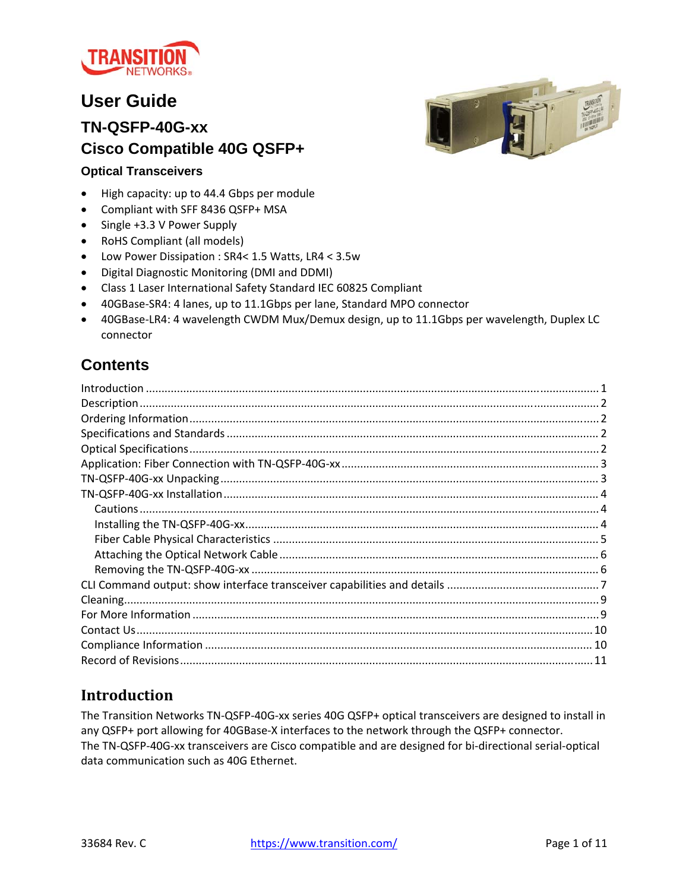# User Guide

## TN-QSFP-40G-xx
## Cisco Compatible 40G QSFP+

### Optical Transceivers

- High capacity: up to 44.4 Gbps per module
- Compliant with SFF 8436 QSFP+ MSA
- Single +3.3 V Power Supply
- RoHS Compliant (all models)
- Low Power Dissipation : SR4< 1.5 Watts, LR4 < 3.5w
- Digital Diagnostic Monitoring (DMI and DDMI)
- Class 1 Laser International Safety Standard IEC 60825 Compliant
- 40GBase-SR4: 4 lanes, up to 11.1Gbps per lane, Standard MPO connector
- 40GBase-LR4: 4 wavelength CWDM Mux/Demux design, up to 11.1Gbps per wavelength, Duplex LC connector

## Contents

Introduction ........ 1
Description ........ 2
Ordering Information ........ 2
Specifications and Standards ........ 2
Optical Specifications ........ 2
Application: Fiber Connection with TN-QSFP-40G-xx ........ 3
TN-QSFP-40G-xx Unpacking ........ 3
TN-QSFP-40G-xx Installation ........ 4
  Cautions ........ 4
  Installing the TN-QSFP-40G-xx ........ 4
  Fiber Cable Physical Characteristics ........ 5
  Attaching the Optical Network Cable ........ 6
  Removing the TN-QSFP-40G-xx ........ 6
CLI Command output: show interface transceiver capabilities and details ........ 7
Cleaning ........ 9
For More Information ........ 9
Contact Us ........ 10
Compliance Information ........ 10
Record of Revisions ........ 11

## Introduction

The Transition Networks TN-QSFP-40G-xx series 40G QSFP+ optical transceivers are designed to install in any QSFP+ port allowing for 40GBase-X interfaces to the network through the QSFP+ connector.
The TN-QSFP-40G-xx transceivers are Cisco compatible and are designed for bi-directional serial-optical data communication such as 40G Ethernet.

33684 Rev. C https://www.transition.com/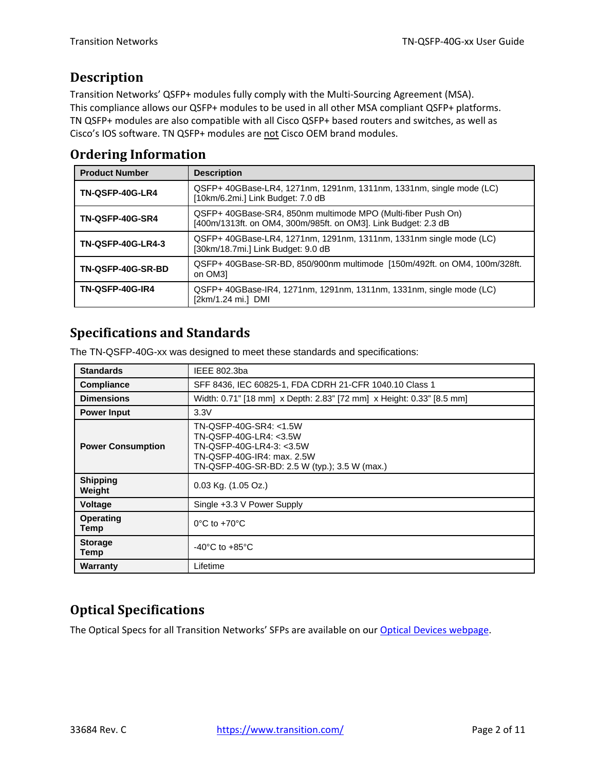## Description

Transition Networks' QSFP+ modules fully comply with the Multi-Sourcing Agreement (MSA). This compliance allows our QSFP+ modules to be used in all other MSA compliant QSFP+ platforms. TN QSFP+ modules are also compatible with all Cisco QSFP+ based routers and switches, as well as Cisco's IOS software. TN QSFP+ modules are not Cisco OEM brand modules.

## Ordering Information

| Product Number | Description |
|---|---|
| **TN-QSFP-40G-LR4** | QSFP+ 40GBase-LR4, 1271nm, 1291nm, 1311nm, 1331nm, single mode (LC) [10km/6.2mi.] Link Budget: 7.0 dB |
| **TN-QSFP-40G-SR4** | QSFP+ 40GBase-SR4, 850nm multimode MPO (Multi-fiber Push On) [400m/1313ft. on OM4, 300m/985ft. on OM3]. Link Budget: 2.3 dB |
| **TN-QSFP-40G-LR4-3** | QSFP+ 40GBase-LR4, 1271nm, 1291nm, 1311nm, 1331nm single mode (LC) [30km/18.7mi.] Link Budget: 9.0 dB |
| **TN-QSFP-40G-SR-BD** | QSFP+ 40GBase-SR-BD, 850/900nm multimode [150m/492ft. on OM4, 100m/328ft. on OM3] |
| **TN-QSFP-40G-IR4** | QSFP+ 40GBase-IR4, 1271nm, 1291nm, 1311nm, 1331nm, single mode (LC) [2km/1.24 mi.] DMI |

## Specifications and Standards

The TN-QSFP-40G-xx was designed to meet these standards and specifications:

| | |
|---|---|
| **Standards** | IEEE 802.3ba |
| **Compliance** | SFF 8436, IEC 60825-1, FDA CDRH 21-CFR 1040.10 Class 1 |
| **Dimensions** | Width: 0.71" [18 mm] x Depth: 2.83" [72 mm] x Height: 0.33" [8.5 mm] |
| **Power Input** | 3.3V |
| **Power Consumption** | TN-QSFP-40G-SR4: <1.5W<br>TN-QSFP-40G-LR4: <3.5W<br>TN-QSFP-40G-LR4-3: <3.5W<br>TN-QSFP-40G-IR4: max. 2.5W<br>TN-QSFP-40G-SR-BD: 2.5 W (typ.); 3.5 W (max.) |
| **Shipping Weight** | 0.03 Kg. (1.05 Oz.) |
| **Voltage** | Single +3.3 V Power Supply |
| **Operating Temp** | 0°C to +70°C |
| **Storage Temp** | -40°C to +85°C |
| **Warranty** | Lifetime |

## Optical Specifications

The Optical Specs for all Transition Networks' SFPs are available on our Optical Devices webpage.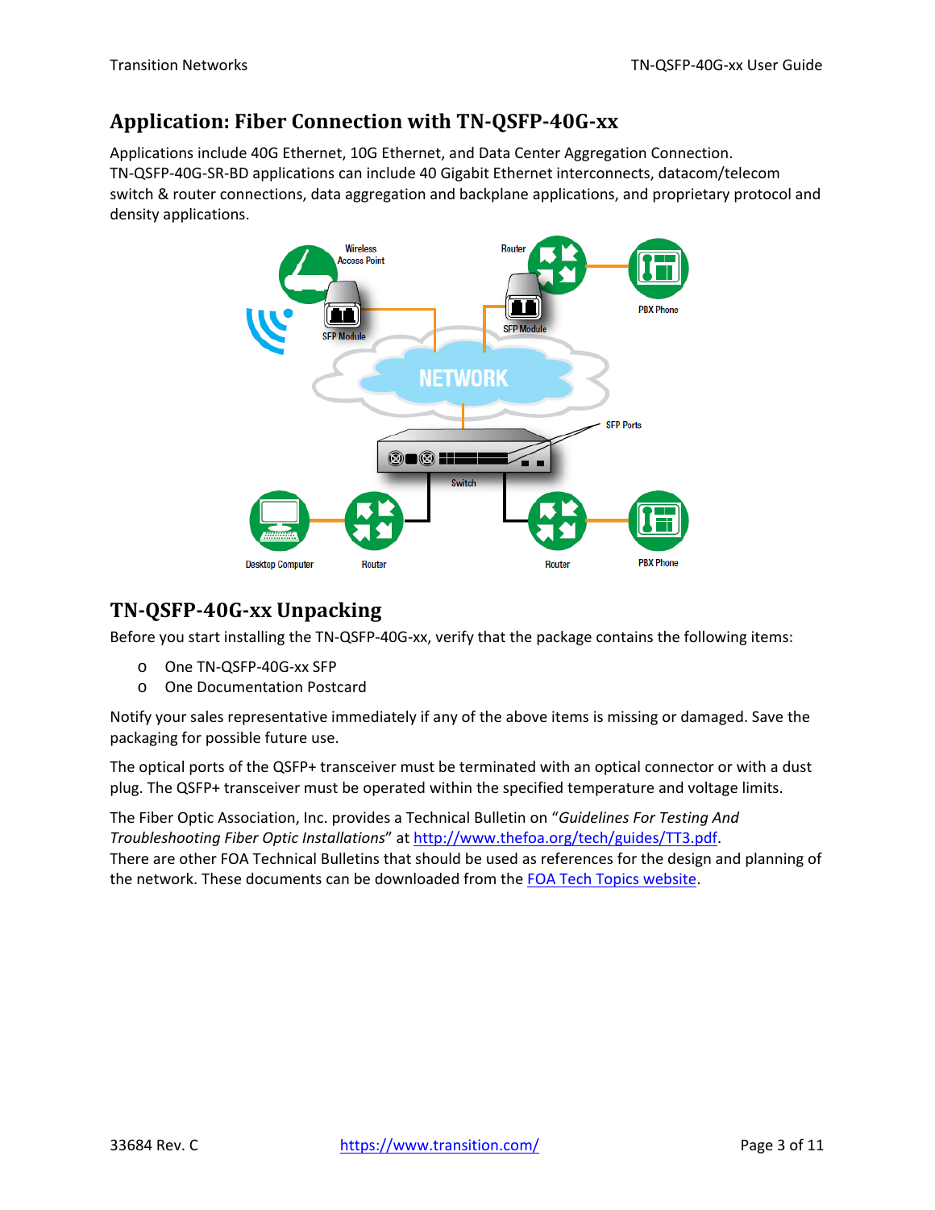## Application: Fiber Connection with TN-QSFP-40G-xx

Applications include 40G Ethernet, 10G Ethernet, and Data Center Aggregation Connection. TN-QSFP-40G-SR-BD applications can include 40 Gigabit Ethernet interconnects, datacom/telecom switch & router connections, data aggregation and backplane applications, and proprietary protocol and density applications.

## TN-QSFP-40G-xx Unpacking

Before you start installing the TN-QSFP-40G-xx, verify that the package contains the following items:

- One TN-QSFP-40G-xx SFP
- One Documentation Postcard

Notify your sales representative immediately if any of the above items is missing or damaged. Save the packaging for possible future use.

The optical ports of the QSFP+ transceiver must be terminated with an optical connector or with a dust plug. The QSFP+ transceiver must be operated within the specified temperature and voltage limits.

The Fiber Optic Association, Inc. provides a Technical Bulletin on "*Guidelines For Testing And Troubleshooting Fiber Optic Installations*" at http://www.thefoa.org/tech/guides/TT3.pdf.
There are other FOA Technical Bulletins that should be used as references for the design and planning of the network. These documents can be downloaded from the FOA Tech Topics website.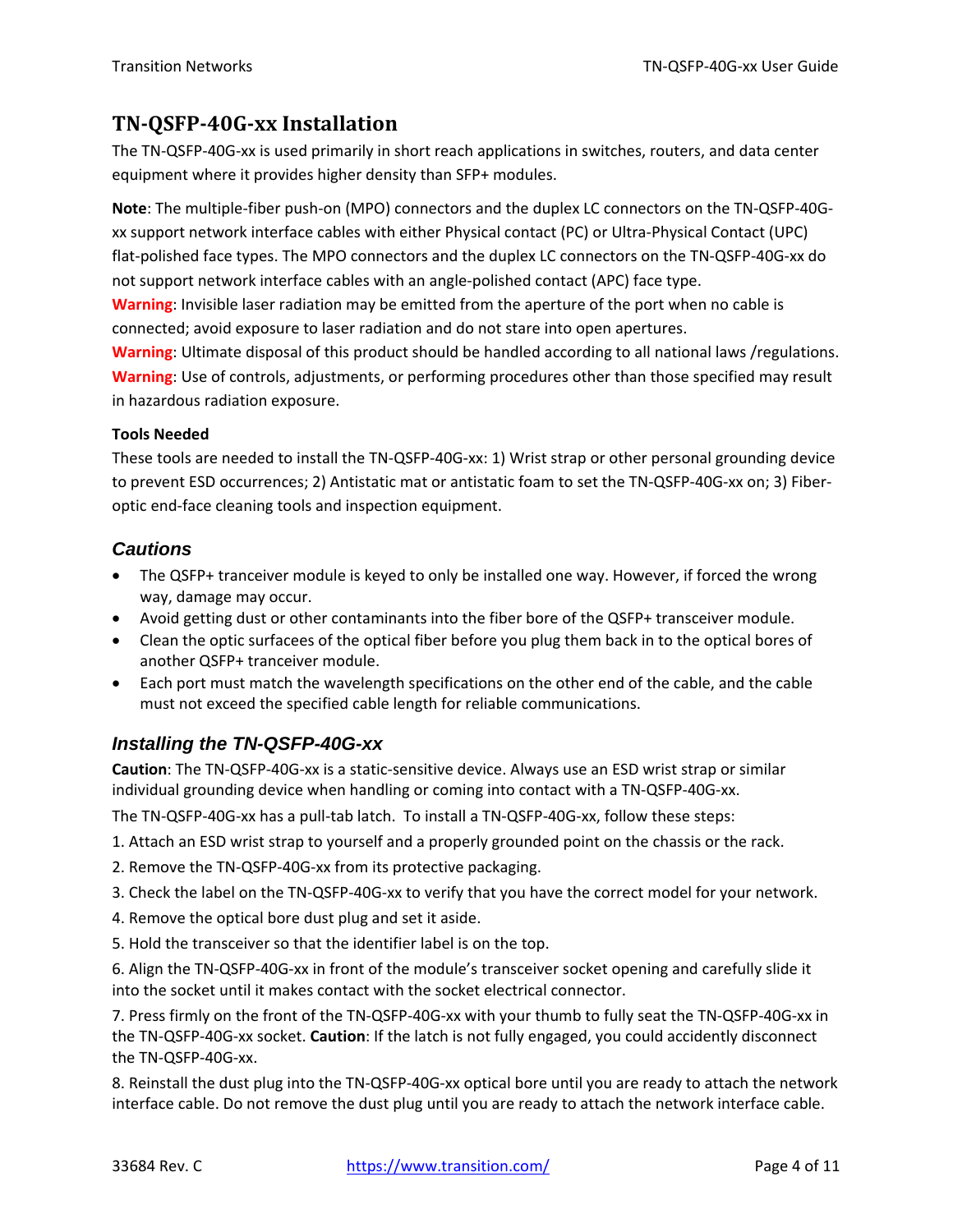## TN-QSFP-40G-xx Installation

The TN-QSFP-40G-xx is used primarily in short reach applications in switches, routers, and data center equipment where it provides higher density than SFP+ modules.

**Note**: The multiple-fiber push-on (MPO) connectors and the duplex LC connectors on the TN-QSFP-40G-xx support network interface cables with either Physical contact (PC) or Ultra-Physical Contact (UPC) flat-polished face types. The MPO connectors and the duplex LC connectors on the TN-QSFP-40G-xx do not support network interface cables with an angle-polished contact (APC) face type.

**Warning**: Invisible laser radiation may be emitted from the aperture of the port when no cable is connected; avoid exposure to laser radiation and do not stare into open apertures.

**Warning**: Ultimate disposal of this product should be handled according to all national laws /regulations.

**Warning**: Use of controls, adjustments, or performing procedures other than those specified may result in hazardous radiation exposure.

**Tools Needed**

These tools are needed to install the TN-QSFP-40G-xx: 1) Wrist strap or other personal grounding device to prevent ESD occurrences; 2) Antistatic mat or antistatic foam to set the TN-QSFP-40G-xx on; 3) Fiber-optic end-face cleaning tools and inspection equipment.

### *Cautions*

- The QSFP+ tranceiver module is keyed to only be installed one way. However, if forced the wrong way, damage may occur.
- Avoid getting dust or other contaminants into the fiber bore of the QSFP+ transceiver module.
- Clean the optic surfacees of the optical fiber before you plug them back in to the optical bores of another QSFP+ tranceiver module.
- Each port must match the wavelength specifications on the other end of the cable, and the cable must not exceed the specified cable length for reliable communications.

### *Installing the TN-QSFP-40G-xx*

**Caution**: The TN-QSFP-40G-xx is a static-sensitive device. Always use an ESD wrist strap or similar individual grounding device when handling or coming into contact with a TN-QSFP-40G-xx.

The TN-QSFP-40G-xx has a pull-tab latch. To install a TN-QSFP-40G-xx, follow these steps:

1. Attach an ESD wrist strap to yourself and a properly grounded point on the chassis or the rack.

2. Remove the TN-QSFP-40G-xx from its protective packaging.

3. Check the label on the TN-QSFP-40G-xx to verify that you have the correct model for your network.

4. Remove the optical bore dust plug and set it aside.

5. Hold the transceiver so that the identifier label is on the top.

6. Align the TN-QSFP-40G-xx in front of the module's transceiver socket opening and carefully slide it into the socket until it makes contact with the socket electrical connector.

7. Press firmly on the front of the TN-QSFP-40G-xx with your thumb to fully seat the TN-QSFP-40G-xx in the TN-QSFP-40G-xx socket. **Caution**: If the latch is not fully engaged, you could accidently disconnect the TN-QSFP-40G-xx.

8. Reinstall the dust plug into the TN-QSFP-40G-xx optical bore until you are ready to attach the network interface cable. Do not remove the dust plug until you are ready to attach the network interface cable.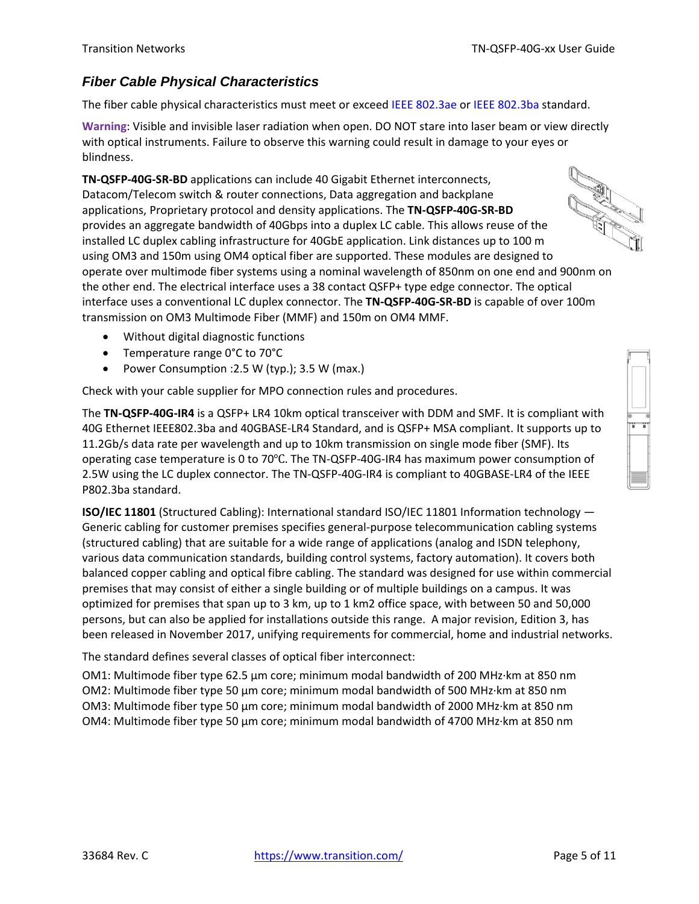## Fiber Cable Physical Characteristics

The fiber cable physical characteristics must meet or exceed IEEE 802.3ae or IEEE 802.3ba standard.

**Warning**: Visible and invisible laser radiation when open. DO NOT stare into laser beam or view directly with optical instruments. Failure to observe this warning could result in damage to your eyes or blindness.

**TN-QSFP-40G-SR-BD** applications can include 40 Gigabit Ethernet interconnects, Datacom/Telecom switch & router connections, Data aggregation and backplane applications, Proprietary protocol and density applications. The **TN-QSFP-40G-SR-BD** provides an aggregate bandwidth of 40Gbps into a duplex LC cable. This allows reuse of the installed LC duplex cabling infrastructure for 40GbE application. Link distances up to 100 m using OM3 and 150m using OM4 optical fiber are supported. These modules are designed to operate over multimode fiber systems using a nominal wavelength of 850nm on one end and 900nm on the other end. The electrical interface uses a 38 contact QSFP+ type edge connector. The optical interface uses a conventional LC duplex connector. The **TN-QSFP-40G-SR-BD** is capable of over 100m transmission on OM3 Multimode Fiber (MMF) and 150m on OM4 MMF.

- Without digital diagnostic functions
- Temperature range 0°C to 70°C
- Power Consumption :2.5 W (typ.); 3.5 W (max.)

Check with your cable supplier for MPO connection rules and procedures.

The **TN-QSFP-40G-IR4** is a QSFP+ LR4 10km optical transceiver with DDM and SMF. It is compliant with 40G Ethernet IEEE802.3ba and 40GBASE-LR4 Standard, and is QSFP+ MSA compliant. It supports up to 11.2Gb/s data rate per wavelength and up to 10km transmission on single mode fiber (SMF). Its operating case temperature is 0 to 70℃. The TN-QSFP-40G-IR4 has maximum power consumption of 2.5W using the LC duplex connector. The TN-QSFP-40G-IR4 is compliant to 40GBASE-LR4 of the IEEE P802.3ba standard.

**ISO/IEC 11801** (Structured Cabling): International standard ISO/IEC 11801 Information technology — Generic cabling for customer premises specifies general-purpose telecommunication cabling systems (structured cabling) that are suitable for a wide range of applications (analog and ISDN telephony, various data communication standards, building control systems, factory automation). It covers both balanced copper cabling and optical fibre cabling. The standard was designed for use within commercial premises that may consist of either a single building or of multiple buildings on a campus. It was optimized for premises that span up to 3 km, up to 1 km2 office space, with between 50 and 50,000 persons, but can also be applied for installations outside this range. A major revision, Edition 3, has been released in November 2017, unifying requirements for commercial, home and industrial networks.

The standard defines several classes of optical fiber interconnect:

OM1: Multimode fiber type 62.5 µm core; minimum modal bandwidth of 200 MHz·km at 850 nm
OM2: Multimode fiber type 50 µm core; minimum modal bandwidth of 500 MHz·km at 850 nm
OM3: Multimode fiber type 50 µm core; minimum modal bandwidth of 2000 MHz·km at 850 nm
OM4: Multimode fiber type 50 µm core; minimum modal bandwidth of 4700 MHz·km at 850 nm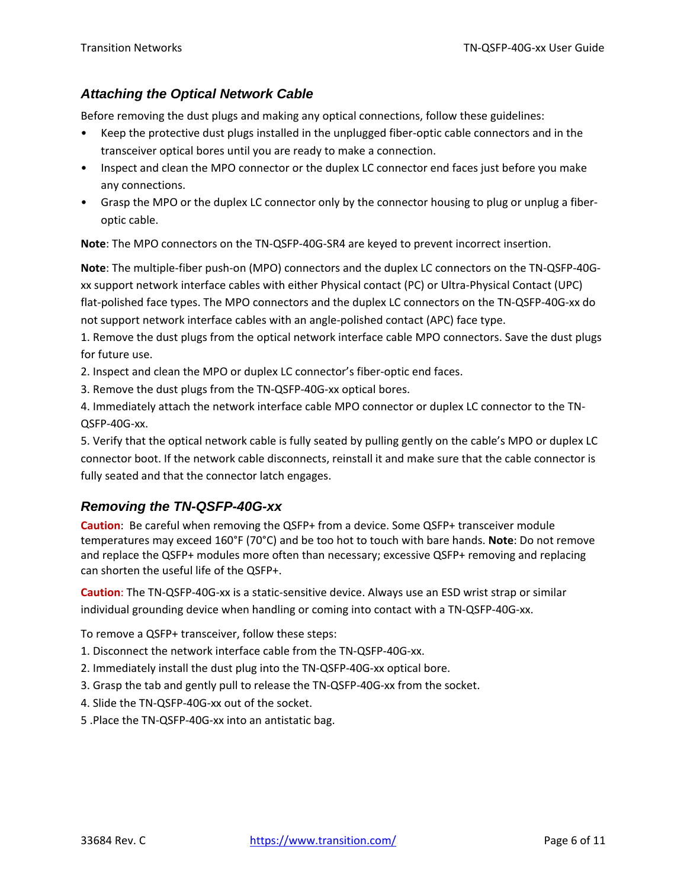### *Attaching the Optical Network Cable*

Before removing the dust plugs and making any optical connections, follow these guidelines:

- Keep the protective dust plugs installed in the unplugged fiber-optic cable connectors and in the transceiver optical bores until you are ready to make a connection.
- Inspect and clean the MPO connector or the duplex LC connector end faces just before you make any connections.
- Grasp the MPO or the duplex LC connector only by the connector housing to plug or unplug a fiber-optic cable.

**Note**: The MPO connectors on the TN-QSFP-40G-SR4 are keyed to prevent incorrect insertion.

**Note**: The multiple-fiber push-on (MPO) connectors and the duplex LC connectors on the TN-QSFP-40G-xx support network interface cables with either Physical contact (PC) or Ultra-Physical Contact (UPC) flat-polished face types. The MPO connectors and the duplex LC connectors on the TN-QSFP-40G-xx do not support network interface cables with an angle-polished contact (APC) face type.

1. Remove the dust plugs from the optical network interface cable MPO connectors. Save the dust plugs for future use.
2. Inspect and clean the MPO or duplex LC connector's fiber-optic end faces.
3. Remove the dust plugs from the TN-QSFP-40G-xx optical bores.
4. Immediately attach the network interface cable MPO connector or duplex LC connector to the TN-QSFP-40G-xx.
5. Verify that the optical network cable is fully seated by pulling gently on the cable's MPO or duplex LC connector boot. If the network cable disconnects, reinstall it and make sure that the cable connector is fully seated and that the connector latch engages.

### *Removing the TN-QSFP-40G-xx*

**Caution**: Be careful when removing the QSFP+ from a device. Some QSFP+ transceiver module temperatures may exceed 160°F (70°C) and be too hot to touch with bare hands. **Note**: Do not remove and replace the QSFP+ modules more often than necessary; excessive QSFP+ removing and replacing can shorten the useful life of the QSFP+.

**Caution**: The TN-QSFP-40G-xx is a static-sensitive device. Always use an ESD wrist strap or similar individual grounding device when handling or coming into contact with a TN-QSFP-40G-xx.

To remove a QSFP+ transceiver, follow these steps:

1. Disconnect the network interface cable from the TN-QSFP-40G-xx.
2. Immediately install the dust plug into the TN-QSFP-40G-xx optical bore.
3. Grasp the tab and gently pull to release the TN-QSFP-40G-xx from the socket.
4. Slide the TN-QSFP-40G-xx out of the socket.
5. Place the TN-QSFP-40G-xx into an antistatic bag.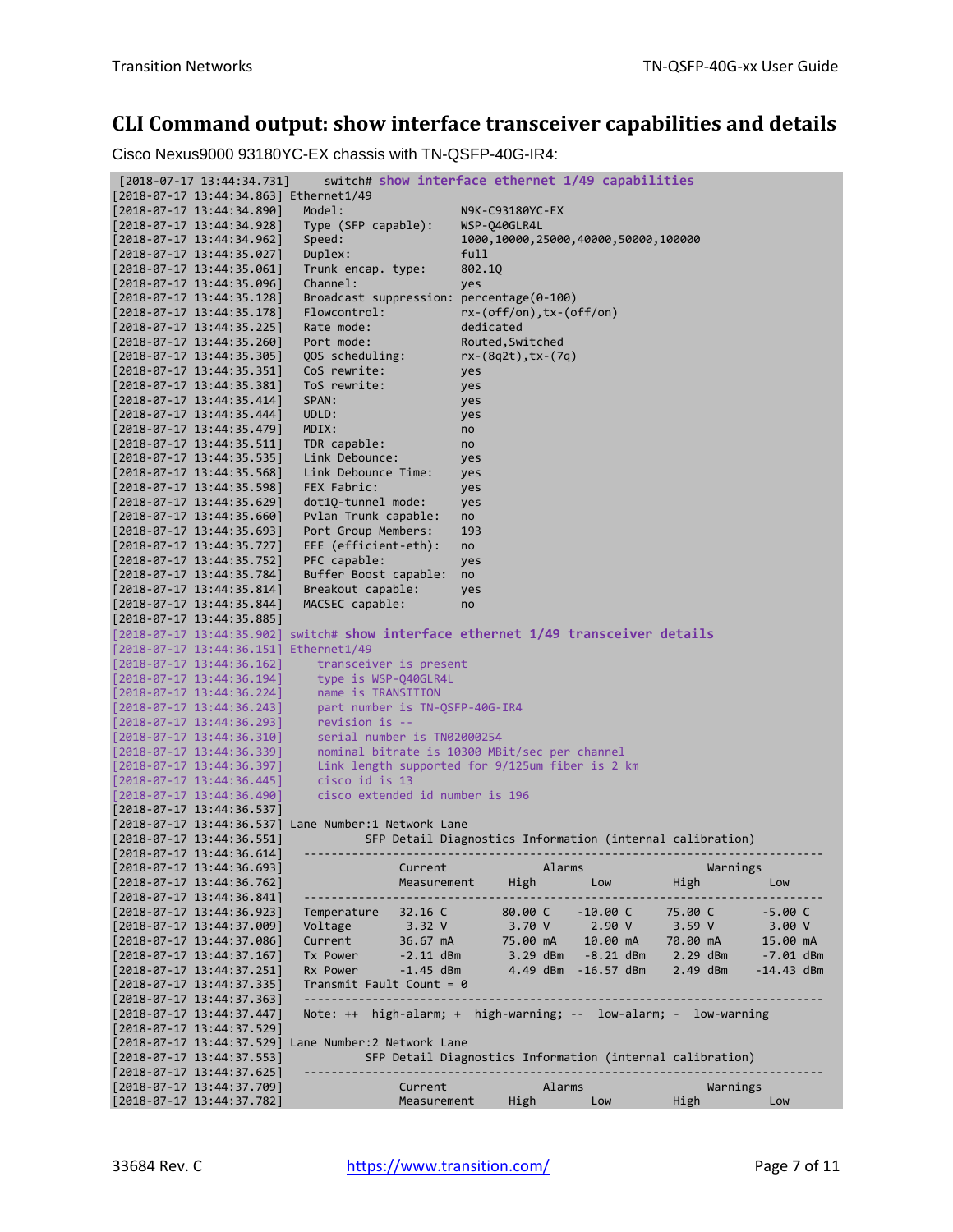## CLI Command output: show interface transceiver capabilities and details

Cisco Nexus9000 93180YC-EX chassis with TN-QSFP-40G-IR4:

```
 [2018-07-17 13:44:34.731]     switch# show interface ethernet 1/49 capabilities
[2018-07-17 13:44:34.863] Ethernet1/49
[2018-07-17 13:44:34.890]   Model:                 N9K-C93180YC-EX
[2018-07-17 13:44:34.928]   Type (SFP capable):    WSP-Q40GLR4L
[2018-07-17 13:44:34.962]   Speed:                 1000,10000,25000,40000,50000,100000
[2018-07-17 13:44:35.027]   Duplex:                full
[2018-07-17 13:44:35.061]   Trunk encap. type:     802.1Q
[2018-07-17 13:44:35.096]   Channel:               yes
[2018-07-17 13:44:35.128]   Broadcast suppression: percentage(0-100)
[2018-07-17 13:44:35.178]   Flowcontrol:           rx-(off/on),tx-(off/on)
[2018-07-17 13:44:35.225]   Rate mode:             dedicated
[2018-07-17 13:44:35.260]   Port mode:             Routed,Switched
[2018-07-17 13:44:35.305]   QOS scheduling:        rx-(8q2t),tx-(7q)
[2018-07-17 13:44:35.351]   CoS rewrite:           yes
[2018-07-17 13:44:35.381]   ToS rewrite:           yes
[2018-07-17 13:44:35.414]   SPAN:                  yes
[2018-07-17 13:44:35.444]   UDLD:                  yes
[2018-07-17 13:44:35.479]   MDIX:                  no
[2018-07-17 13:44:35.511]   TDR capable:           no
[2018-07-17 13:44:35.535]   Link Debounce:         yes
[2018-07-17 13:44:35.568]   Link Debounce Time:    yes
[2018-07-17 13:44:35.598]   FEX Fabric:            yes
[2018-07-17 13:44:35.629]   dot1Q-tunnel mode:     yes
[2018-07-17 13:44:35.660]   Pvlan Trunk capable:   no
[2018-07-17 13:44:35.693]   Port Group Members:    193
[2018-07-17 13:44:35.727]   EEE (efficient-eth):   no
[2018-07-17 13:44:35.752]   PFC capable:           yes
[2018-07-17 13:44:35.784]   Buffer Boost capable:  no
[2018-07-17 13:44:35.814]   Breakout capable:      yes
[2018-07-17 13:44:35.844]   MACSEC capable:        no
[2018-07-17 13:44:35.885]
[2018-07-17 13:44:35.902] switch# show interface ethernet 1/49 transceiver details
[2018-07-17 13:44:36.151] Ethernet1/49
[2018-07-17 13:44:36.162]     transceiver is present
[2018-07-17 13:44:36.194]     type is WSP-Q40GLR4L
[2018-07-17 13:44:36.224]     name is TRANSITION
[2018-07-17 13:44:36.243]     part number is TN-QSFP-40G-IR4
[2018-07-17 13:44:36.293]     revision is --
[2018-07-17 13:44:36.310]     serial number is TN02000254
[2018-07-17 13:44:36.339]     nominal bitrate is 10300 MBit/sec per channel
[2018-07-17 13:44:36.397]     Link length supported for 9/125um fiber is 2 km
[2018-07-17 13:44:36.445]     cisco id is 13
[2018-07-17 13:44:36.490]     cisco extended id number is 196
[2018-07-17 13:44:36.537]
[2018-07-17 13:44:36.537] Lane Number:1 Network Lane
[2018-07-17 13:44:36.551]            SFP Detail Diagnostics Information (internal calibration)
[2018-07-17 13:44:36.614]   ----------------------------------------------------------------------------
[2018-07-17 13:44:36.693]                 Current           Alarms                   Warnings
[2018-07-17 13:44:36.762]                 Measurement     High        Low         High          Low
[2018-07-17 13:44:36.841]   ----------------------------------------------------------------------------
[2018-07-17 13:44:36.923]   Temperature   32.16 C        80.00 C   -10.00 C    75.00 C      -5.00 C
[2018-07-17 13:44:37.009]   Voltage        3.32 V         3.70 V     2.90 V     3.59 V       3.00 V
[2018-07-17 13:44:37.086]   Current       36.67 mA       75.00 mA   10.00 mA   70.00 mA     15.00 mA
[2018-07-17 13:44:37.167]   Tx Power      -2.11 dBm       3.29 dBm  -8.21 dBm   2.29 dBm    -7.01 dBm
[2018-07-17 13:44:37.251]   Rx Power      -1.45 dBm       4.49 dBm -16.57 dBm   2.49 dBm   -14.43 dBm
[2018-07-17 13:44:37.335]   Transmit Fault Count = 0
[2018-07-17 13:44:37.363]   ----------------------------------------------------------------------------
[2018-07-17 13:44:37.447]   Note: ++  high-alarm; +  high-warning; --  low-alarm; -  low-warning
[2018-07-17 13:44:37.529]
[2018-07-17 13:44:37.529] Lane Number:2 Network Lane
[2018-07-17 13:44:37.553]            SFP Detail Diagnostics Information (internal calibration)
[2018-07-17 13:44:37.625]   ----------------------------------------------------------------------------
[2018-07-17 13:44:37.709]                 Current           Alarms                   Warnings
[2018-07-17 13:44:37.782]                 Measurement     High        Low         High          Low
```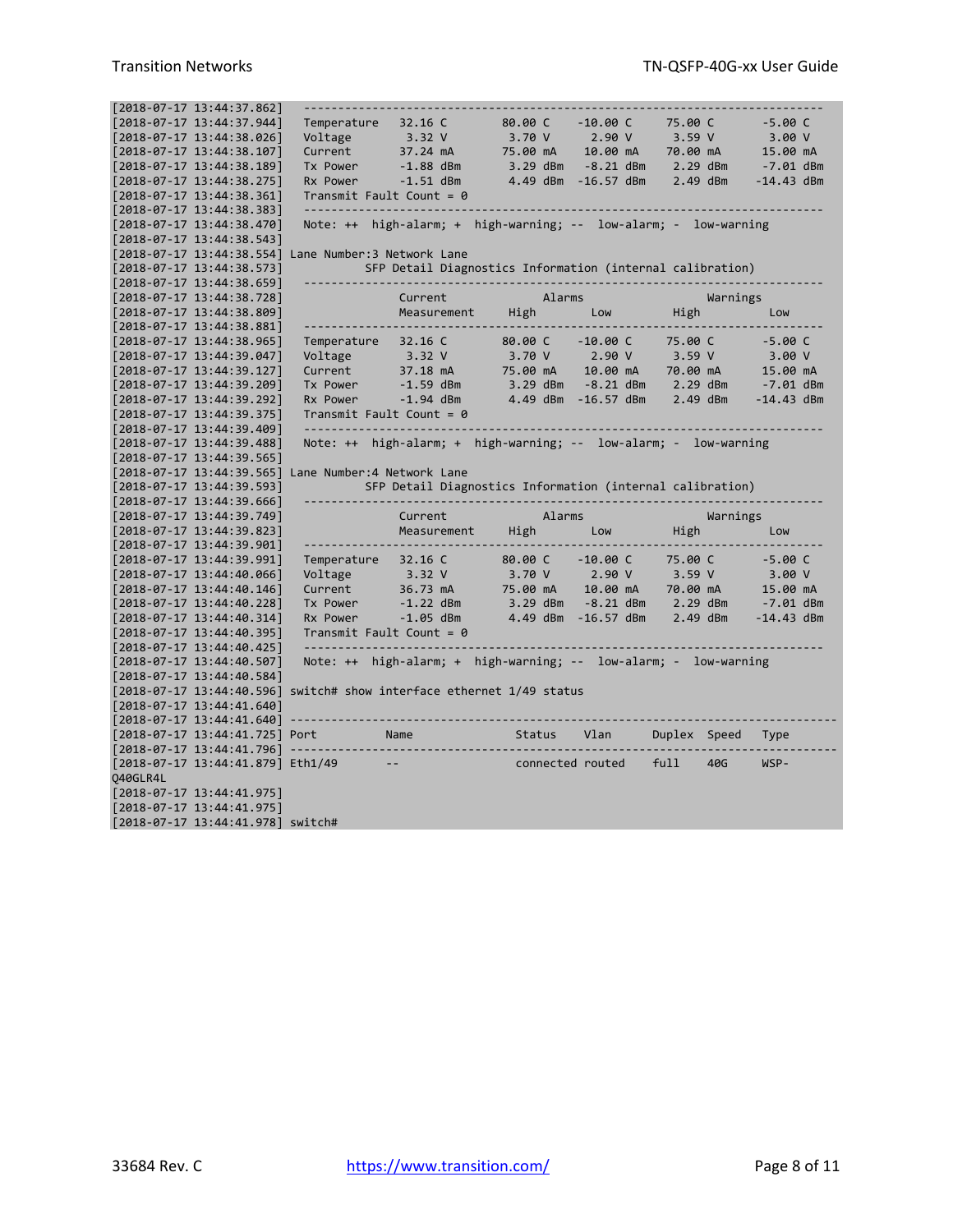```
[2018-07-17 13:44:37.862]  ---------------------------------------------------------------------------
[2018-07-17 13:44:37.944]  Temperature   32.16 C       80.00 C    -10.00 C     75.00 C       -5.00 C
[2018-07-17 13:44:38.026]  Voltage        3.32 V        3.70 V      2.90 V      3.59 V        3.00 V
[2018-07-17 13:44:38.107]  Current       37.24 mA      75.00 mA    10.00 mA    70.00 mA      15.00 mA
[2018-07-17 13:44:38.189]  Tx Power      -1.88 dBm      3.29 dBm   -8.21 dBm    2.29 dBm     -7.01 dBm
[2018-07-17 13:44:38.275]  Rx Power      -1.51 dBm      4.49 dBm  -16.57 dBm    2.49 dBm    -14.43 dBm
[2018-07-17 13:44:38.361]  Transmit Fault Count = 0
[2018-07-17 13:44:38.383]  ---------------------------------------------------------------------------
[2018-07-17 13:44:38.470]  Note: ++  high-alarm; +  high-warning; --  low-alarm; -  low-warning
[2018-07-17 13:44:38.543]
[2018-07-17 13:44:38.554] Lane Number:3 Network Lane
[2018-07-17 13:44:38.573]           SFP Detail Diagnostics Information (internal calibration)
[2018-07-17 13:44:38.659]  ---------------------------------------------------------------------------
[2018-07-17 13:44:38.728]                Current             Alarms                  Warnings
[2018-07-17 13:44:38.809]                Measurement     High         Low         High          Low
[2018-07-17 13:44:38.881]  ---------------------------------------------------------------------------
[2018-07-17 13:44:38.965]  Temperature   32.16 C       80.00 C    -10.00 C     75.00 C       -5.00 C
[2018-07-17 13:44:39.047]  Voltage        3.32 V        3.70 V      2.90 V      3.59 V        3.00 V
[2018-07-17 13:44:39.127]  Current       37.18 mA      75.00 mA    10.00 mA    70.00 mA      15.00 mA
[2018-07-17 13:44:39.209]  Tx Power      -1.59 dBm      3.29 dBm   -8.21 dBm    2.29 dBm     -7.01 dBm
[2018-07-17 13:44:39.292]  Rx Power      -1.94 dBm      4.49 dBm  -16.57 dBm    2.49 dBm    -14.43 dBm
[2018-07-17 13:44:39.375]  Transmit Fault Count = 0
[2018-07-17 13:44:39.409]  ---------------------------------------------------------------------------
[2018-07-17 13:44:39.488]  Note: ++  high-alarm; +  high-warning; --  low-alarm; -  low-warning
[2018-07-17 13:44:39.565]
[2018-07-17 13:44:39.565] Lane Number:4 Network Lane
[2018-07-17 13:44:39.593]           SFP Detail Diagnostics Information (internal calibration)
[2018-07-17 13:44:39.666]  ---------------------------------------------------------------------------
[2018-07-17 13:44:39.749]                Current             Alarms                  Warnings
[2018-07-17 13:44:39.823]                Measurement     High         Low         High          Low
[2018-07-17 13:44:39.901]  ---------------------------------------------------------------------------
[2018-07-17 13:44:39.991]  Temperature   32.16 C       80.00 C    -10.00 C     75.00 C       -5.00 C
[2018-07-17 13:44:40.066]  Voltage        3.32 V        3.70 V      2.90 V      3.59 V        3.00 V
[2018-07-17 13:44:40.146]  Current       36.73 mA      75.00 mA    10.00 mA    70.00 mA      15.00 mA
[2018-07-17 13:44:40.228]  Tx Power      -1.22 dBm      3.29 dBm   -8.21 dBm    2.29 dBm     -7.01 dBm
[2018-07-17 13:44:40.314]  Rx Power      -1.05 dBm      4.49 dBm  -16.57 dBm    2.49 dBm    -14.43 dBm
[2018-07-17 13:44:40.395]  Transmit Fault Count = 0
[2018-07-17 13:44:40.425]  ---------------------------------------------------------------------------
[2018-07-17 13:44:40.507]  Note: ++  high-alarm; +  high-warning; --  low-alarm; -  low-warning
[2018-07-17 13:44:40.584]
[2018-07-17 13:44:40.596] switch# show interface ethernet 1/49 status
[2018-07-17 13:44:41.640]
[2018-07-17 13:44:41.640] -----------------------------------------------------------------------------
[2018-07-17 13:44:41.725] Port          Name               Status    Vlan      Duplex  Speed   Type
[2018-07-17 13:44:41.796] -----------------------------------------------------------------------------
[2018-07-17 13:44:41.879] Eth1/49       --                 connected routed    full    40G     WSP-
Q40GLR4L
[2018-07-17 13:44:41.975]
[2018-07-17 13:44:41.975]
[2018-07-17 13:44:41.978] switch#
```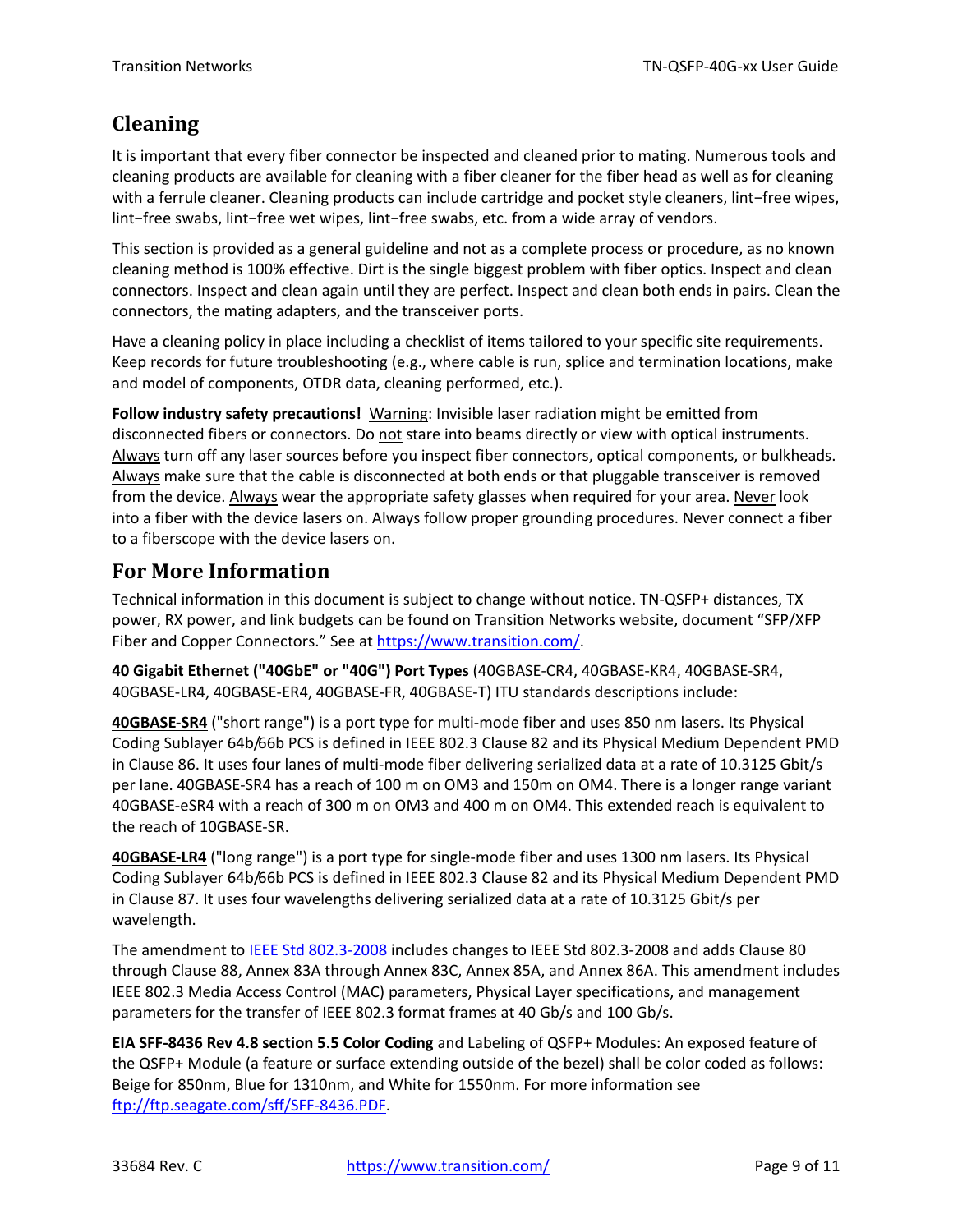## Cleaning

It is important that every fiber connector be inspected and cleaned prior to mating. Numerous tools and cleaning products are available for cleaning with a fiber cleaner for the fiber head as well as for cleaning with a ferrule cleaner. Cleaning products can include cartridge and pocket style cleaners, lint−free wipes, lint−free swabs, lint−free wet wipes, lint−free swabs, etc. from a wide array of vendors.

This section is provided as a general guideline and not as a complete process or procedure, as no known cleaning method is 100% effective. Dirt is the single biggest problem with fiber optics. Inspect and clean connectors. Inspect and clean again until they are perfect. Inspect and clean both ends in pairs. Clean the connectors, the mating adapters, and the transceiver ports.

Have a cleaning policy in place including a checklist of items tailored to your specific site requirements. Keep records for future troubleshooting (e.g., where cable is run, splice and termination locations, make and model of components, OTDR data, cleaning performed, etc.).

**Follow industry safety precautions!** Warning: Invisible laser radiation might be emitted from disconnected fibers or connectors. Do not stare into beams directly or view with optical instruments. Always turn off any laser sources before you inspect fiber connectors, optical components, or bulkheads. Always make sure that the cable is disconnected at both ends or that pluggable transceiver is removed from the device. Always wear the appropriate safety glasses when required for your area. Never look into a fiber with the device lasers on. Always follow proper grounding procedures. Never connect a fiber to a fiberscope with the device lasers on.

## For More Information

Technical information in this document is subject to change without notice. TN-QSFP+ distances, TX power, RX power, and link budgets can be found on Transition Networks website, document “SFP/XFP Fiber and Copper Connectors.” See at https://www.transition.com/.

**40 Gigabit Ethernet ("40GbE" or "40G") Port Types** (40GBASE-CR4, 40GBASE-KR4, 40GBASE-SR4, 40GBASE-LR4, 40GBASE-ER4, 40GBASE-FR, 40GBASE-T) ITU standards descriptions include:

**40GBASE-SR4** ("short range") is a port type for multi-mode fiber and uses 850 nm lasers. Its Physical Coding Sublayer 64b/66b PCS is defined in IEEE 802.3 Clause 82 and its Physical Medium Dependent PMD in Clause 86. It uses four lanes of multi-mode fiber delivering serialized data at a rate of 10.3125 Gbit/s per lane. 40GBASE-SR4 has a reach of 100 m on OM3 and 150m on OM4. There is a longer range variant 40GBASE-eSR4 with a reach of 300 m on OM3 and 400 m on OM4. This extended reach is equivalent to the reach of 10GBASE-SR.

**40GBASE-LR4** ("long range") is a port type for single-mode fiber and uses 1300 nm lasers. Its Physical Coding Sublayer 64b/66b PCS is defined in IEEE 802.3 Clause 82 and its Physical Medium Dependent PMD in Clause 87. It uses four wavelengths delivering serialized data at a rate of 10.3125 Gbit/s per wavelength.

The amendment to IEEE Std 802.3-2008 includes changes to IEEE Std 802.3-2008 and adds Clause 80 through Clause 88, Annex 83A through Annex 83C, Annex 85A, and Annex 86A. This amendment includes IEEE 802.3 Media Access Control (MAC) parameters, Physical Layer specifications, and management parameters for the transfer of IEEE 802.3 format frames at 40 Gb/s and 100 Gb/s.

**EIA SFF-8436 Rev 4.8 section 5.5 Color Coding** and Labeling of QSFP+ Modules: An exposed feature of the QSFP+ Module (a feature or surface extending outside of the bezel) shall be color coded as follows: Beige for 850nm, Blue for 1310nm, and White for 1550nm. For more information see ftp://ftp.seagate.com/sff/SFF-8436.PDF.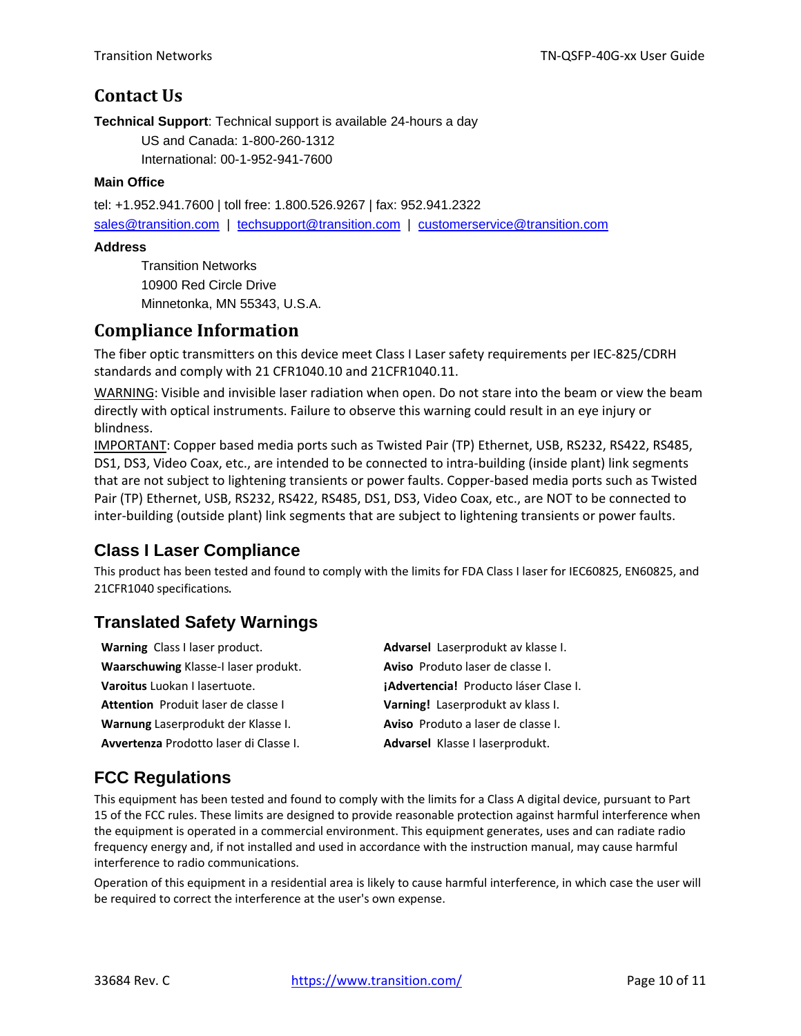## Contact Us

**Technical Support**: Technical support is available 24-hours a day

US and Canada: 1-800-260-1312

International: 00-1-952-941-7600

**Main Office**

tel: +1.952.941.7600 | toll free: 1.800.526.9267 | fax: 952.941.2322

sales@transition.com | techsupport@transition.com | customerservice@transition.com

**Address**

Transition Networks
10900 Red Circle Drive
Minnetonka, MN 55343, U.S.A.

## Compliance Information

The fiber optic transmitters on this device meet Class I Laser safety requirements per IEC-825/CDRH standards and comply with 21 CFR1040.10 and 21CFR1040.11.

WARNING: Visible and invisible laser radiation when open. Do not stare into the beam or view the beam directly with optical instruments. Failure to observe this warning could result in an eye injury or blindness.

IMPORTANT: Copper based media ports such as Twisted Pair (TP) Ethernet, USB, RS232, RS422, RS485, DS1, DS3, Video Coax, etc., are intended to be connected to intra-building (inside plant) link segments that are not subject to lightening transients or power faults. Copper-based media ports such as Twisted Pair (TP) Ethernet, USB, RS232, RS422, RS485, DS1, DS3, Video Coax, etc., are NOT to be connected to inter-building (outside plant) link segments that are subject to lightening transients or power faults.

### Class I Laser Compliance

This product has been tested and found to comply with the limits for FDA Class I laser for IEC60825, EN60825, and 21CFR1040 specifications.

### Translated Safety Warnings

**Warning** Class I laser product.
**Waarschuwing** Klasse-I laser produkt.
**Varoitus** Luokan I lasertuote.
**Attention** Produit laser de classe I
**Warnung** Laserprodukt der Klasse I.
**Avvertenza** Prodotto laser di Classe I.
**Advarsel** Laserprodukt av klasse I.
**Aviso** Produto laser de classe I.
**¡Advertencia!** Producto láser Clase I.
**Varning!** Laserprodukt av klass I.
**Aviso** Produto a laser de classe I.
**Advarsel** Klasse I laserprodukt.

### FCC Regulations

This equipment has been tested and found to comply with the limits for a Class A digital device, pursuant to Part 15 of the FCC rules. These limits are designed to provide reasonable protection against harmful interference when the equipment is operated in a commercial environment. This equipment generates, uses and can radiate radio frequency energy and, if not installed and used in accordance with the instruction manual, may cause harmful interference to radio communications.

Operation of this equipment in a residential area is likely to cause harmful interference, in which case the user will be required to correct the interference at the user's own expense.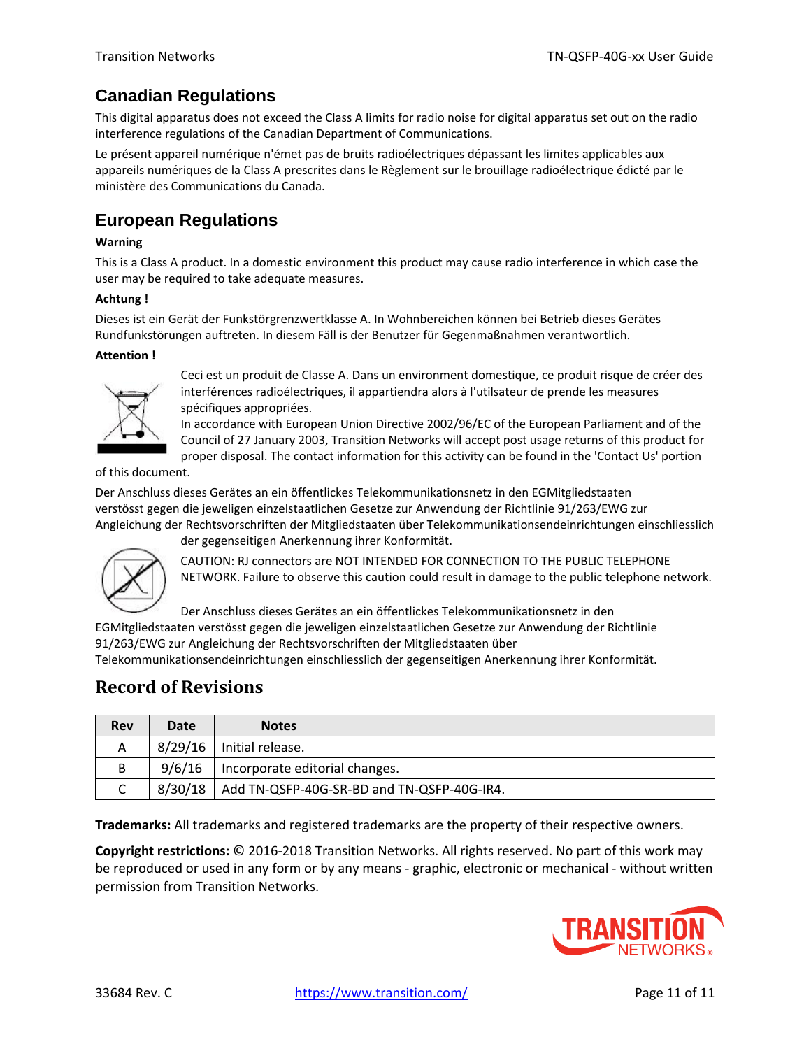## Canadian Regulations

This digital apparatus does not exceed the Class A limits for radio noise for digital apparatus set out on the radio interference regulations of the Canadian Department of Communications.

Le présent appareil numérique n'émet pas de bruits radioélectriques dépassant les limites applicables aux appareils numériques de la Class A prescrites dans le Règlement sur le brouillage radioélectrique édicté par le ministère des Communications du Canada.

## European Regulations

**Warning**

This is a Class A product. In a domestic environment this product may cause radio interference in which case the user may be required to take adequate measures.

**Achtung !**

Dieses ist ein Gerät der Funkstörgrenzwertklasse A. In Wohnbereichen können bei Betrieb dieses Gerätes Rundfunkstörungen auftreten. In diesem Fäll is der Benutzer für Gegenmaßnahmen verantwortlich.

**Attention !**

Ceci est un produit de Classe A. Dans un environment domestique, ce produit risque de créer des interférences radioélectriques, il appartiendra alors à l'utilsateur de prende les measures spécifiques appropriées.

In accordance with European Union Directive 2002/96/EC of the European Parliament and of the Council of 27 January 2003, Transition Networks will accept post usage returns of this product for proper disposal. The contact information for this activity can be found in the 'Contact Us' portion of this document.

Der Anschluss dieses Gerätes an ein öffentlickes Telekommunikationsnetz in den EGMitgliedstaaten verstösst gegen die jeweligen einzelstaatlichen Gesetze zur Anwendung der Richtlinie 91/263/EWG zur Angleichung der Rechtsvorschriften der Mitgliedstaaten über Telekommunikationsendeinrichtungen einschliesslich der gegenseitigen Anerkennung ihrer Konformität.

CAUTION: RJ connectors are NOT INTENDED FOR CONNECTION TO THE PUBLIC TELEPHONE NETWORK. Failure to observe this caution could result in damage to the public telephone network.

Der Anschluss dieses Gerätes an ein öffentlickes Telekommunikationsnetz in den EGMitgliedstaaten verstösst gegen die jeweligen einzelstaatlichen Gesetze zur Anwendung der Richtlinie 91/263/EWG zur Angleichung der Rechtsvorschriften der Mitgliedstaaten über Telekommunikationsendeinrichtungen einschliesslich der gegenseitigen Anerkennung ihrer Konformität.

## Record of Revisions

| Rev | Date | Notes |
|---|---|---|
| A | 8/29/16 | Initial release. |
| B | 9/6/16 | Incorporate editorial changes. |
| C | 8/30/18 | Add TN-QSFP-40G-SR-BD and TN-QSFP-40G-IR4. |

**Trademarks:** All trademarks and registered trademarks are the property of their respective owners.

**Copyright restrictions:** © 2016-2018 Transition Networks. All rights reserved. No part of this work may be reproduced or used in any form or by any means - graphic, electronic or mechanical - without written permission from Transition Networks.

33684 Rev. C https://www.transition.com/